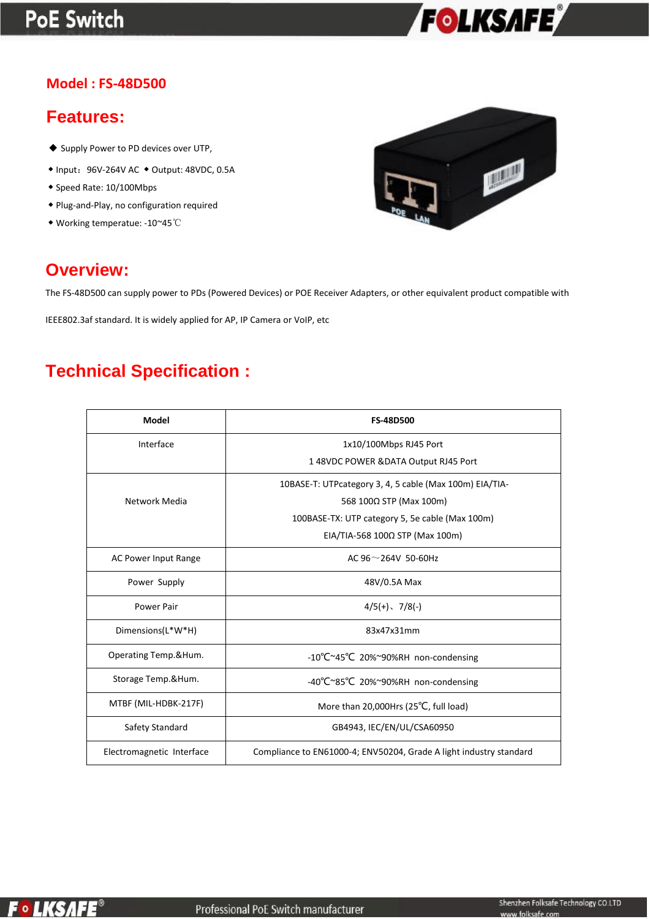**Model : FS-48D500**

## Features:

- Supply Power to PD devices over UTP,
- Input：96V-264V AC ◆ Output: 48VDC, 0.5A
- Speed Rate: 10/100Mbps
- Plug-and-Play, no configuration required
- Working temperatue: -10~45℃

## Overview:

The FS-48D500 can supply power to PDs (Powered Devices) or POE Receiver Adapters, or other equivalent product compatible with IEEE802.3af standard. It is widely applied for AP, IP Camera or VoIP, etc

## Technical Specification :

| Model | FS-48D500 |
|---|---|
| Interface | 1x10/100Mbps RJ45 Port<br>1 48VDC POWER &DATA Output RJ45 Port |
| Network Media | 10BASE-T: UTPcategory 3, 4, 5 cable (Max 100m) EIA/TIA-568 100Ω STP (Max 100m)<br>100BASE-TX: UTP category 5, 5e cable (Max 100m)<br>EIA/TIA-568 100Ω STP (Max 100m) |
| AC Power Input Range | AC 96～264V 50-60Hz |
| Power Supply | 48V/0.5A Max |
| Power Pair | 4/5(+)、7/8(-) |
| Dimensions(L*W*H) | 83x47x31mm |
| Operating Temp.&Hum. | -10℃~45℃ 20%~90%RH non-condensing |
| Storage Temp.&Hum. | -40℃~85℃ 20%~90%RH non-condensing |
| MTBF (MIL-HDBK-217F) | More than 20,000Hrs (25℃, full load) |
| Safety Standard | GB4943, IEC/EN/UL/CSA60950 |
| Electromagnetic Interface | Compliance to EN61000-4; ENV50204, Grade A light industry standard |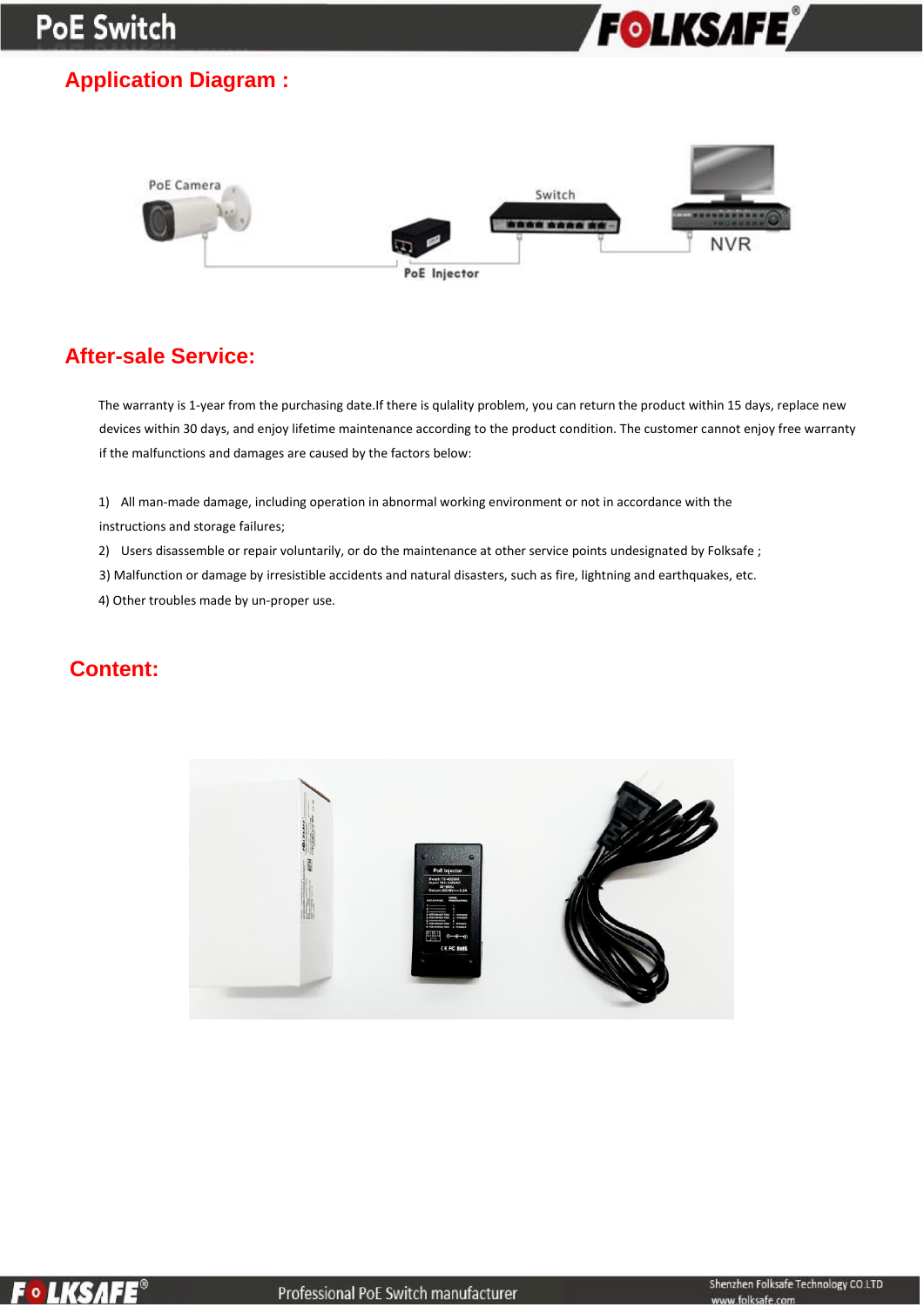## Application Diagram :

PoE Camera

Switch

NVR

PoE Injector

## After-sale Service:

The warranty is 1-year from the purchasing date.If there is qlulality problem, you can return the product within 15 days, replace new devices within 30 days, and enjoy lifetime maintenance according to the product condition. The customer cannot enjoy free warranty if the malfunctions and damages are caused by the factors below:

1) All man-made damage, including operation in abnormal working environment or not in accordance with the instructions and storage failures;
2) Users disassemble or repair voluntarily, or do the maintenance at other service points undesignated by Folksafe ;
3) Malfunction or damage by irresistible accidents and natural disasters, such as fire, lightning and earthquakes, etc.
4) Other troubles made by un-proper use.

## Content: